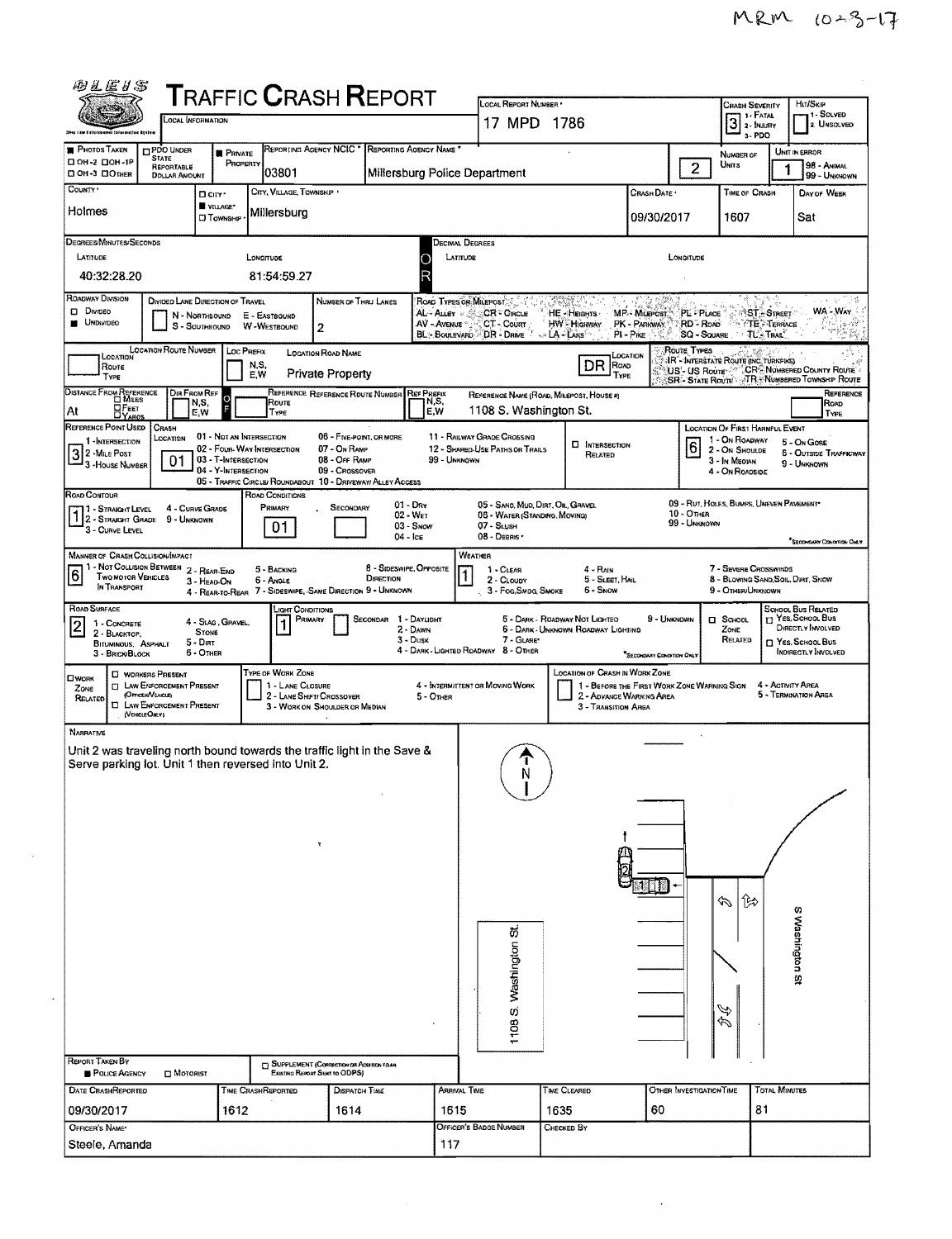MRM 10-3-17

# TRAFFIC CRASH REPORT

| Local Information | Local Report Number | Crash Severity | Hit/Skip |
|---|---|---|---|
| | 17 MPD 1786 | 3 (1 - Fatal, 2 - Injury, 3 - PDO) | 1 - Solved, 2 - Unsolved |

| Photos Taken | PDO Under State Reportable Dollar Amount | Private Property | Reporting Agency NCIC | Reporting Agency Name | Number of Units | Unit in Error |
|---|---|---|---|---|---|---|
| OH-2, OH-1P, OH-3, Other | | ■ | 03801 | Millersburg Police Department | 2 | 1 (98 - Animal, 99 - Unknown) |

| County | City, Village, Township | | Crash Date | Time of Crash | Day of Week |
|---|---|---|---|---|---|
| Holmes | ■ Village | Millersburg | 09/30/2017 | 1607 | Sat |

**Degrees/Minutes/Seconds**

| Latitude | Longitude |
|---|---|
| 40:32:28.20 | 81:54:59.27 |

**Roadway Division:** ■ Undivided
**Number of Thru Lanes:** 2

| Location Route Type | Location Route Number | Loc Prefix | Location Road Name | Location Road Type |
|---|---|---|---|---|
| | | | Private Property | DR |

| Distance From Reference | Dir From Ref | Reference Route Type | Reference Route Number | Ref Prefix | Reference Name (Road, Milepost, House #) | Reference Road Type |
|---|---|---|---|---|---|---|
| At | | | | | 1108 S. Washington St. | |

**Reference Point Used:** 3 (1 - Intersection, 2 - Mile Post, 3 - House Number)
**Crash Location:** 01 (01 - Not an Intersection)
**Location of First Harmful Event:** 6 (1 - On Roadway, 2 - On Shoulde, 3 - In Median, 4 - On Roadside, 5 - On Gore, 6 - Outside Trafficway, 9 - Unknown)

**Road Contour:** 1 (1 - Straight Level, 2 - Straight Grade, 3 - Curve Level, 4 - Curve Grade, 9 - Unknown)
**Road Conditions:** Primary 01 (01 - Dry, 02 - Wet, 03 - Snow, 04 - Ice, 05 - Sand, Mud, Dirt, Oil, Gravel, 06 - Water (Standing, Moving), 07 - Slush, 08 - Debris, 09 - Rut, Holes, Bumps, Uneven Pavement, 10 - Other, 99 - Unknown)

**Manner of Crash Collision/Impact:** 6 (1 - Not Collision Between Two Motor Vehicles in Transport, 2 - Rear-End, 3 - Head-On, 4 - Rear-to-Rear, 5 - Backing, 6 - Angle, 7 - Sideswipe, Same Direction, 8 - Sideswipe, Opposite Direction, 9 - Unknown)
**Weather:** 1 (1 - Clear, 2 - Cloudy, 3 - Fog, Smog, Smoke, 4 - Rain, 5 - Sleet, Hail, 6 - Snow, 7 - Severe Crosswinds, 8 - Blowing Sand, Soil, Dirt, Snow, 9 - Other/Unknown)

**Road Surface:** 2 (1 - Concrete, 2 - Blacktop, Bituminous, Asphalt, 3 - Brick/Block, 4 - Slag, Gravel, Stone, 5 - Dirt, 6 - Other)
**Light Conditions:** Primary 1 (1 - Daylight, 2 - Dawn, 3 - Dusk, 4 - Dark - Lighted Roadway, 5 - Dark - Roadway Not Lighted, 6 - Dark - Unknown Roadway Lighting, 7 - Glare, 8 - Other, 9 - Unknown)

## Narrative

Unit 2 was traveling north bound towards the traffic light in the Save & Serve parking lot. Unit 1 then reversed into Unit 2.

(Diagram labels: N; 1108 S. Washington St.; S Washington St)

**Report Taken By:** ■ Police Agency

| Date Crash Reported | Time Crash Reported | Dispatch Time | Arrival Time | Time Cleared | Other Investigation Time | Total Minutes |
|---|---|---|---|---|---|---|
| 09/30/2017 | 1612 | 1614 | 1615 | 1635 | 60 | 81 |

| Officer's Name | Officer's Badge Number | Checked By |
|---|---|---|
| Steele, Amanda | 117 | |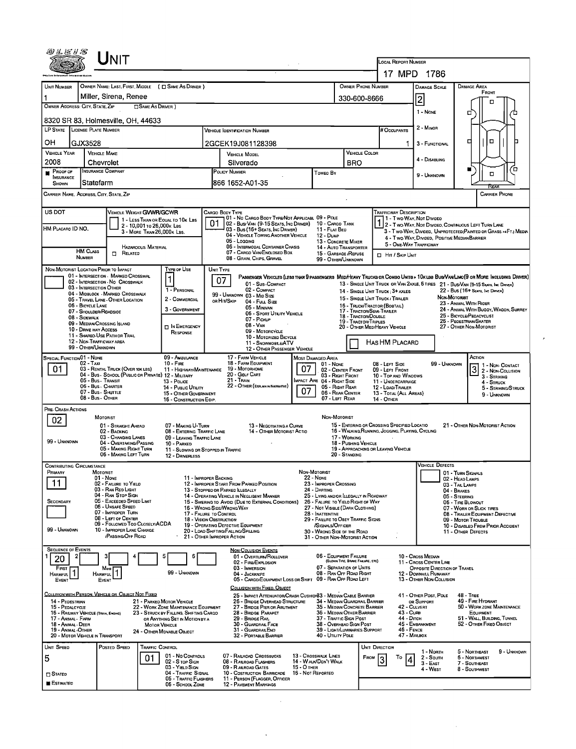# UNIT

**LOCAL REPORT NUMBER:** 17 MPD 1786

| Field | Value |
|---|---|
| UNIT NUMBER | 1 |
| OWNER NAME: LAST, FIRST, MIDDLE (☐ SAME AS DRIVER) | Miller, Sirena, Renee |
| OWNER PHONE NUMBER | 330-600-8666 |
| OWNER ADDRESS: CITY, STATE, ZIP (☐ SAME AS DRIVER) | 8320 SR 83, Holmesville, OH, 44633 |
| LP STATE | OH |
| LICENSE PLATE NUMBER | GJX3528 |
| VEHICLE IDENTIFICATION NUMBER | 2GCEK19J081128398 |
| # OCCUPANTS | 1 |
| VEHICLE YEAR | 2008 |
| VEHICLE MAKE | Chevrolet |
| VEHICLE MODEL | Silverado |
| VEHICLE COLOR | BRO |
| PROOF OF INSURANCE SHOWN | ■ |
| INSURANCE COMPANY | Statefarm |
| POLICY NUMBER | 866 1652-A01-35 |
| TOWED BY | |
| DAMAGE SCALE | 2 |
| CARRIER NAME, ADDRESS, CITY, STATE, ZIP | |
| CARRIER PHONE | |

**DAMAGE SCALE:** 1 - NONE; 2 - MINOR; 3 - FUNCTIONAL; 4 - DISABLING; 9 - UNKNOWN

**DAMAGE AREA:** FRONT / REAR

US DOT:

HM PLACARD ID NO.:

HM CLASS NUMBER: ☐ RELATED — HAZARDOUS MATERIAL

**VEHICLE WEIGHT GVWR/GCWR:** 1 - LESS THAN OR EQUAL TO 10K LBS; 2 - 10,001 TO 26,000K LBS; 3 - MORE THAN 26,000K LBS.

**CARGO BODY TYPE:** 01
01 - NO CARGO BODY TYPE/NOT APPLICABLE; 02 - BUS/VAN (9-15 SEATS, INC DRIVER); 03 - BUS (16+ SEATS, INC DRIVER); 04 - VEHICLE TOWING ANOTHER VEHICLE; 05 - LOGGING; 06 - INTERMODAL CONTAINER CHASIS; 07 - CARGO VAN/ENCLOSED BOX; 08 - GRAIN, CHIPS, GRAVEL; 09 - POLE; 10 - CARGO TANK; 11 - FLAT BED; 12 - DUMP; 13 - CONCRETE MIXER; 14 - AUTO TRANSPORTER; 15 - GARBAGE/REFUSE; 99 - OTHER/UNKNOWN

**TRAFFICWAY DESCRIPTION:** 1
1 - TWO-WAY, NOT DIVIDED; 2 - TWO-WAY, NOT DIVIDED, CONTINUOUS LEFT TURN LANE; 3 - TWO-WAY, DIVIDED, UNPROTECTED (PAINTED OR GRASS >4FT.) MEDIA; 4 - TWO-WAY, DIVIDED, POSITIVE MEDIAN BARRIER; 5 - ONE-WAY TRAFFICWAY

☐ HIT / SKIP UNIT

**NON-MOTORIST LOCATION PRIOR TO IMPACT:**
01 - INTERSECTION - MARKED CROSSWAL; 02 - INTERSECTION - NO CROSSWALK; 03 - INTERSECTION OTHER; 04 - MIDBLOCK - MARKED CROSSWALK; 05 - TRAVEL LANE - OTHER LOCATION; 06 - BICYCLE LANE; 07 - SHOULDER/ROADSIDE; 08 - SIDEWALK; 09 - MEDIAN/CROSSING ISLAND; 10 - DRIVE WAY ACCESS; 11 - SHARED-USE PATH OR TRAIL; 12 - NON-TRAFFICWAY AREA; 99 - OTHER/UNKNOWN

**TYPE OF USE:** 1
1 - PERSONAL; 2 - COMMERCIAL; 3 - GOVERNMENT; ☐ IN EMERGENCY RESPONSE

**UNIT TYPE:** 07
PASSENGER VEHICLES (LESS THAN 9 PASSENGERS): 01 - SUB-COMPACT; 02 - COMPACT; 99 - UNKNOWN 03 - MID SIZE OR HIT/SKIP; 04 - FULL SIZE; 05 - MINIVAN; 06 - SPORT UTILITY VEHICLE; 07 - PICKUP; 08 - VAN; 09 - MOTORCYCLE; 10 - MOTORIZED BICYCLE; 11 - SNOWMOBILE/ATV; 12 - OTHER PASSENGER VEHICLE
MED/HEAVY TRUCKS OR COMBO UNITS > 10K LBS BUS/VAN/LIMO (9 OR MORE INCLUDING DRIVER): 13 - SINGLE UNIT TRUCK OR VAN 2AXLE, 6 TIRES; 14 - SINGLE UNIT TRUCK; 3+ AXLES; 15 - SINGLE UNIT TRUCK / TRAILER; 16 - TRUCK/TRACTOR (BOBTAIL); 17 - TRACTOR/SEMI-TRAILER; 18 - TRACTOR/DOUBLE; 19 - TRACTOR/TRIPLES; 20 - OTHER MED/HEAVY VEHICLE; 21 - BUS/VAN (9-15 SEATS, INC DRIVER); 22 - BUS (16+ SEATS, INC DRIVER)
NON-MOTORIST: 23 - ANIMAL WITH RIDER; 24 - ANIMAL WITH BUGGY, WAGON, SURREY; 25 - BICYCLE/PEDACYCLIST; 26 - PEDESTRIAN/SKATER; 27 - OTHER NON-MOTORIST
☐ HAS HM PLACARD

**SPECIAL FUNCTION:** 01
01 - NONE; 02 - TAXI; 03 - RENTAL TRUCK (OVER 10K LBS); 04 - BUS - SCHOOL (PUBLIC OR PRIVATE); 05 - BUS - TRANSIT; 06 - BUS - CHARTER; 07 - BUS - SHUTTLE; 08 - BUS - OTHER; 09 - AMBULANCE; 10 - FIRE; 11 - HIGHWAY/MAINTENANCE; 12 - MILITARY; 13 - POLICE; 14 - PUBLIC UTILITY; 15 - OTHER GOVERNMENT; 16 - CONSTRUCTION EQIP.; 17 - FARM VEHICLE; 18 - FARM EQUIPMENT; 19 - MOTORHOME; 20 - GOLF CART; 21 - TRAIN; 22 - OTHER (EXPLAIN IN NARRATIVE)

**MOST DAMAGED AREA:** 07
**IMPACT ARE:** 07
01 - NONE; 02 - CENTER FRONT; 03 - RIGHT FRONT; 04 - RIGHT SIDE; 05 - RIGHT REAR; 06 - REAR CENTER; 07 - LEFT REAR; 08 - LEFT SIDE; 09 - LEFT FRONT; 10 - TOP AND WINDOWS; 11 - UNDERCARRIAGE; 12 - LOAD/TRAILER; 13 - TOTAL (ALL AREAS); 14 - OTHER; 99 - UNKNOWN

**ACTION:** 3
1 - NON-CONTACT; 2 - NON-COLLISION; 3 - STRIKING; 4 - STRUCK; 5 - STRIKING/STRUCK; 9 - UNKNOWN

**PRE-CRASH ACTIONS:** 02
MOTORIST: 01 - STRAIGHT AHEAD; 02 - BACKING; 03 - CHANGING LANES; 04 - OVERTAKING/PASSING; 05 - MAKING RIGHT TURN; 06 - MAKING LEFT TURN; 07 - MAKING U-TURN; 08 - ENTERING TRAFFIC LANE; 09 - LEAVING TRAFFIC LANE; 10 - PARKED; 11 - SLOWING OR STOPPED IN TRAFFIC; 12 - DRIVERLESS; 13 - NEGOTIATING A CURVE; 14 - OTHER MOTORIST ACTIO; 99 - UNKNOWN
NON-MOTORIST: 15 - ENTERING OR CROSSING SPECIFIED LOCATIO; 16 - WALKING, RUNNING, JOGGING, PLAYING, CYCLING; 17 - WORKING; 18 - PUSHING VEHICLE; 19 - APPROACHING OR LEAVING VEHICLE; 20 - STANDING; 21 - OTHER NON-MOTORIST ACTION

**CONTRIBUTING CIRCUMSTANCE:**
PRIMARY: 11
SECONDARY:
MOTORIST: 01 - NONE; 02 - FAILURE TO YIELD; 03 - RAN RED LIGHT; 04 - RAN STOP SIGN; 05 - EXCEEDED SPEED LIMIT; 06 - UNSAFE SPEED; 07 - IMPROPER TURN; 08 - LEFT OF CENTER; 09 - FOLLOWED TOO CLOSELY/ACDA; 10 - IMPROPER LANE CHANGE /PASSING/OFF ROAD; 11 - IMPROPER BACKING; 12 - IMPROPER START FROM PARKED POSITION; 13 - STOPPED OR PARKED ILLEGALLY; 14 - OPERATING VEHICLE IN NEGLIGENT MANNER; 15 - SWERING TO AVOID (DUE TO EXTERNAL CONDITIONS); 16 - WRONG SIDE/WRONG WAY; 17 - FAILURE TO CONTROL; 18 - VISION OBSTRUCTION; 19 - OPERATING DEFECTIVE EQUIPMENT; 20 - LOAD SHIFTING/FALLING/SPILLING; 21 - OTHER IMPROPER ACTION; 99 - UNKNOWN
NON-MOTORIST: 22 - NONE; 23 - IMPROPER CROSSING; 24 - DARTING; 25 - LYING AND/OR ILLEGALLY IN ROADWAY; 26 - FALURE TO YIELD RIGHT OF WAY; 27 - NOT VISIBLE (DARK CLOTHING); 28 - INATTENTIVE; 29 - FAILURE TO OBEY TRAFFIC SIGNS /SIGNALS/OFFICER; 30 - WRONG SIDE OF THE ROAD; 31 - OTHER NON-MOTORIST ACTION

**VEHICLE DEFECTS:** 01 - TURN SIGNALS; 02 - HEAD LAMPS; 03 - TAIL LAMPS; 04 - BRAKES; 05 - STEERING; 06 - TIRE BLOWOUT; 07 - WORN OR SLICK TIRES; 08 - TRAILER EQUIPMENT DEFECTIVE; 09 - MOTOR TROUBLE; 10 - DISABLED FROM PRIOR ACCIDENT; 11 - OTHER DEFECTS

**SEQUENCE OF EVENTS:**

| 1 | 2 | 3 | 4 | 5 | 6 |
|---|---|---|---|---|---|
| 20 | | | | | |

FIRST HARMFUL EVENT: 1 — MOST HARMFUL EVENT: 1 — 99 - UNKNOWN

NON-COLLISION EVENTS: 01 - OVERTURN/ROLLOVER; 02 - FIRE/EXPLOSION; 03 - IMMERSION; 04 - JACKKNIFE; 05 - CARGO/EQUIPMENT LOSS OR SHIFT; 06 - EQUIPMENT FAILURE (BLOWN TIRE, BRAKE FAILURE, ETC); 07 - SEPARATION OF UNITS; 08 - RAN OFF ROAD RIGHT; 09 - RAN OFF ROAD LEFT; 10 - CROSS MEDIAN; 11 - CROSS CENTER LINE OPPOSITE DIRECTION OF TRAVEL; 12 - DOWNHILL RUNAWAY; 13 - OTHER NON-COLLISION

COLLISION WITH PERSON, VEHICLE OR OBJECT NOT FIXED: 14 - PEDESTRIAN; 15 - PEDALCYCLE; 16 - RAILWAY VEHICLE (TRAIN, ENGINE); 17 - ANIMAL - FARM; 18 - ANIMAL - DEER; 19 - ANIMAL - OTHER; 20 - MOTOR VEHICLE IN TRANSPORT; 21 - PARKED MOTOR VEHICLE; 22 - WORK ZONE MAINTENANCE EQUIPMENT; 23 - STRUCK BY FALLING, SHIFTING CARGO OR ANYTHING SET IN MOTION BY A MOTOR VEHICLE; 24 - OTHER MOVABLE OBJECT

COLLISION WITH FIXED, OBJECT: 25 - IMPACT ATTENUATOR/CRASH CUSHION; 26 - BRIDGE OVERHEAD STRUCTURE; 27 - BRIDGE PIER OR ABUTMENT; 28 - BRIDGE PARAPET; 29 - BRIDGE RAIL; 30 - GUARDRAIL FACE; 31 - GUARDRAIL END; 32 - PORTABLE BARRIER; 33 - MEDIAN CABLE BARRIER; 34 - MEDIAN GUARDRAIL BARRIER; 35 - MEDIAN CONCRETE BARRIER; 36 - MEDIAN OTHER BARRIER; 37 - TRAFFIC SIGN POST; 38 - OVERHEAD SIGN POST; 39 - LIGHT/LUMINARIES SUPPORT; 40 - UTILITY POLE; 41 - OTHER POST, POLE OR SUPPORT; 42 - CULVERT; 43 - CURB; 44 - DITCH; 45 - EMBANKMENT; 46 - FENCE; 47 - MAILBOX; 48 - TREE; 49 - FIRE HYDRANT; 50 - WORK ZONE MAINTENANCE EQUIPMENT; 51 - WALL, BUILDING, TUNNEL; 52 - OTHER FIXED OBJECT

| UNIT SPEED | POSTED SPEED | TRAFFIC CONTROL | UNIT DIRECTION |
|---|---|---|---|
| 5 | | 01 | FROM 3 TO 4 |

☐ STATED ■ ESTIMATED

TRAFFIC CONTROL: 01 - NO CONTROLS; 02 - STOP SIGN; 03 - YIELD SIGN; 04 - TRAFFIC SIGNAL; 05 - TRAFFIC FLASHERS; 06 - SCHOOL ZONE; 07 - RAILROAD CROSSBUCKS; 08 - RAILROAD FLASHERS; 09 - RAILROAD GATES; 10 - COSTRUCTION BARRICADE; 11 - PERSON (FLAGGER, OFFICER); 12 - PAVEMENT MARKINGS; 13 - CROSSWALK LINES; 14 - WALK/DON'T WALK; 15 - OTHER; 16 - NOT REPORTED

UNIT DIRECTION: 1 - NORTH; 2 - SOUTH; 3 - EAST; 4 - WEST; 5 - NORTHEAST; 6 - NORTHWEST; 7 - SOUTHEAST; 8 - SOUTHWEST; 9 - UNKNOWN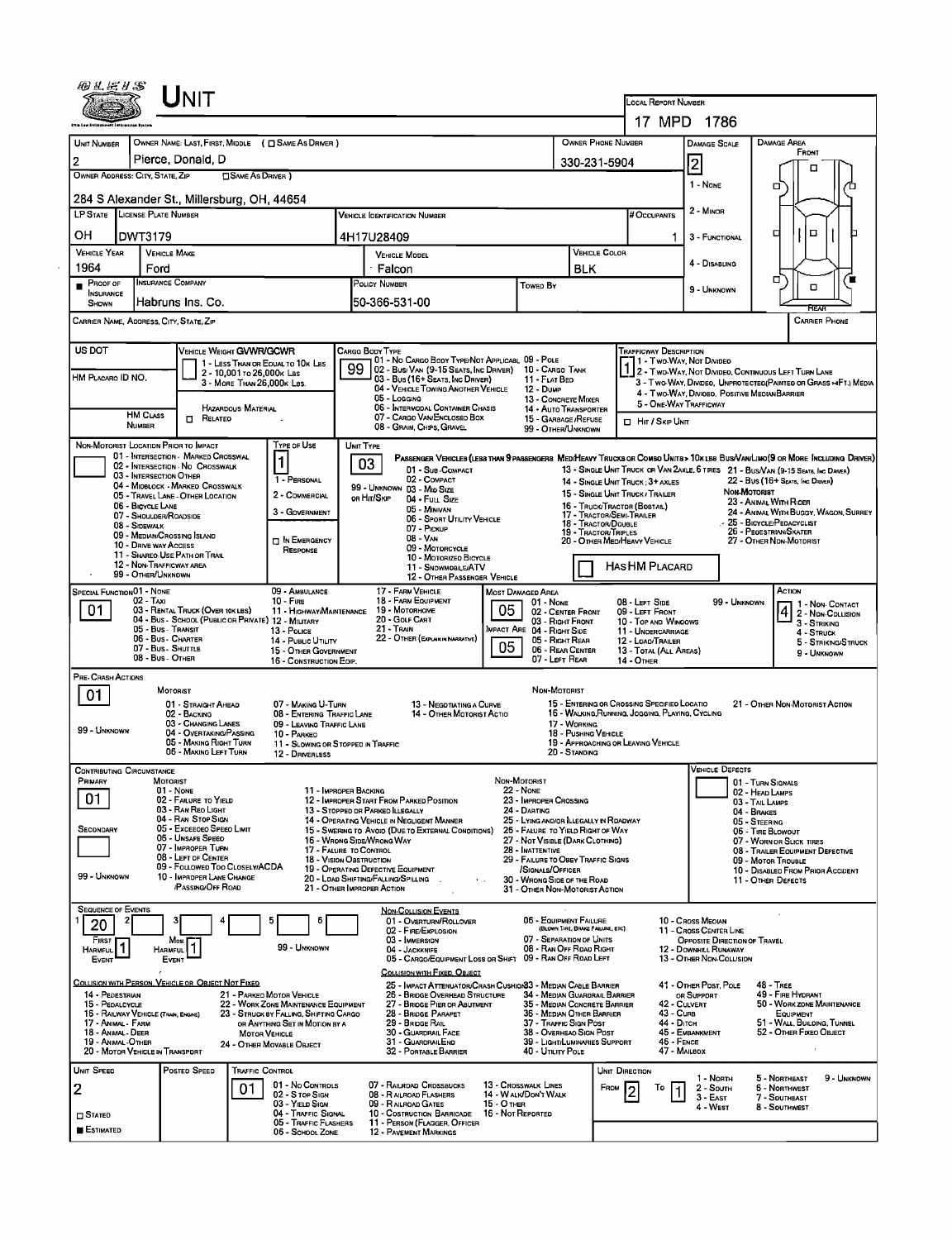# UNIT

**LOCAL REPORT NUMBER:** 17 MPD 1786

| UNIT NUMBER | OWNER NAME: LAST, FIRST, MIDDLE ( ☐ SAME AS DRIVER ) | OWNER PHONE NUMBER | DAMAGE SCALE | DAMAGE AREA |
|---|---|---|---|---|
| 2 | Pierce, Donald, D | 330-231-5904 | 2 | FRONT / REAR |

**OWNER ADDRESS: CITY, STATE, ZIP** ( ☐ SAME AS DRIVER ): 284 S Alexander St., Millersburg, OH, 44654

Damage Scale: 1 - NONE; 2 - MINOR; 3 - FUNCTIONAL; 4 - DISABLING; 9 - UNKNOWN

| LP STATE | LICENSE PLATE NUMBER | VEHICLE IDENTIFICATION NUMBER | # OCCUPANTS |
|---|---|---|---|
| OH | DWT3179 | 4H17U28409 | 1 |

| VEHICLE YEAR | VEHICLE MAKE | VEHICLE MODEL | VEHICLE COLOR |
|---|---|---|---|
| 1964 | Ford | Falcon | BLK |

| PROOF OF INSURANCE SHOWN | INSURANCE COMPANY | POLICY NUMBER | TOWED BY |
|---|---|---|---|
| ■ | Habruns Ins. Co. | 50-366-531-00 | |

**CARRIER NAME, ADDRESS, CITY, STATE, ZIP** — **CARRIER PHONE**

**US DOT**

**VEHICLE WEIGHT GVWR/GCWR:** 1 - LESS THAN OR EQUAL TO 10K LBS; 2 - 10,001 TO 26,000K LBS; 3 - MORE THAN 26,000K LBS.

**HM PLACARD ID NO.**

**HM CLASS NUMBER** — ☐ HAZARDOUS MATERIAL RELATED

**CARGO BODY TYPE:** 99
01 - NO CARGO BODY TYPE/NOT APPLICABLE; 02 - BUS/VAN (9-15 SEATS, INC DRIVER); 03 - BUS (16+ SEATS, INC DRIVER); 04 - VEHICLE TOWING ANOTHER VEHICLE; 05 - LOGGING; 06 - INTERMODAL CONTAINER CHASIS; 07 - CARGO VAN/ENCLOSED BOX; 08 - GRAIN, CHIPS, GRAVEL; 09 - POLE; 10 - CARGO TANK; 11 - FLAT BED; 12 - DUMP; 13 - CONCRETE MIXER; 14 - AUTO TRANSPORTER; 15 - GARBAGE/REFUSE; 99 - OTHER/UNKNOWN

**TRAFFICWAY DESCRIPTION:** 1
1 - TWO-WAY, NOT DIVIDED; 2 - TWO-WAY, NOT DIVIDED, CONTINUOUS LEFT TURN LANE; 3 - TWO-WAY, DIVIDED, UNPROTECTED (PAINTED OR GRASS >4FT.) MEDIA; 4 - TWO-WAY, DIVIDED, POSITIVE MEDIAN BARRIER; 5 - ONE-WAY TRAFFICWAY

☐ HIT / SKIP UNIT

**NON-MOTORIST LOCATION PRIOR TO IMPACT:**
01 - INTERSECTION - MARKED CROSSWAL; 02 - INTERSECTION - NO CROSSWALK; 03 - INTERSECTION OTHER; 04 - MIDBLOCK - MARKED CROSSWALK; 05 - TRAVEL LANE - OTHER LOCATION; 06 - BICYCLE LANE; 07 - SHOULDER/ROADSIDE; 08 - SIDEWALK; 09 - MEDIAN/CROSSING ISLAND; 10 - DRIVE WAY ACCESS; 11 - SHARED-USE PATH OR TRAIL; 12 - NON-TRAFFICWAY AREA; 99 - OTHER/UNKNOWN

**TYPE OF USE:** 1
1 - PERSONAL; 2 - COMMERCIAL; 3 - GOVERNMENT; ☐ IN EMERGENCY RESPONSE

**UNIT TYPE:** 03
PASSENGER VEHICLES (LESS THAN 9 PASSENGERS MED/HEAVY TRUCKS OR COMBO UNITS > 10K LBS BUS/VAN/LIMO(9 OR MORE INCLUDING DRIVER)
01 - SUB-COMPACT; 02 - COMPACT; 99 - UNKNOWN 03 - MID SIZE; OR HIT/SKIP 04 - FULL SIZE; 05 - MINIVAN; 06 - SPORT UTILITY VEHICLE; 07 - PICKUP; 08 - VAN; 09 - MOTORCYCLE; 10 - MOTORIZED BICYCLE; 11 - SNOWMOBILE/ATV; 12 - OTHER PASSENGER VEHICLE
13 - SINGLE UNIT TRUCK OR VAN 2AXLE, 6 TIRES; 14 - SINGLE UNIT TRUCK: 3+ AXLES; 15 - SINGLE UNIT TRUCK / TRAILER; 16 - TRUCK/TRACTOR (BOBTAIL); 17 - TRACTOR/SEMI-TRAILER; 18 - TRACTOR/DOUBLE; 19 - TRACTOR/TRIPLES; 20 - OTHER MED/HEAVY VEHICLE
21 - BUS/VAN (9-15 SEATS, INC DRIVER); 22 - BUS (16+ SEATS, INC DRIVER)
NON-MOTORIST: 23 - ANIMAL WITH RIDER; 24 - ANIMAL WITH BUGGY, WAGON, SURREY; 25 - BICYCLE/PEDACYCLIST; 26 - PEDESTRIAN/SKATER; 27 - OTHER NON-MOTORIST
☐ HAS HM PLACARD

**SPECIAL FUNCTION:** 01
01 - NONE; 02 - TAXI; 03 - RENTAL TRUCK (OVER 10K LBS); 04 - BUS - SCHOOL (PUBLIC OR PRIVATE); 05 - BUS - TRANSIT; 06 - BUS - CHARTER; 07 - BUS - SHUTTLE; 08 - BUS - OTHER; 09 - AMBULANCE; 10 - FIRE; 11 - HIGHWAY/MAINTENANCE; 12 - MILITARY; 13 - POLICE; 14 - PUBLIC UTILITY; 15 - OTHER GOVERNMENT; 16 - CONSTRUCTION EQIP.; 17 - FARM VEHICLE; 18 - FARM EQUIPMENT; 19 - MOTORHOME; 20 - GOLF CART; 21 - TRAIN; 22 - OTHER (EXPLAIN IN NARRATIVE)

**MOST DAMAGED AREA:** 05 — **IMPACT AREA:** 05
01 - NONE; 02 - CENTER FRONT; 03 - RIGHT FRONT; 04 - RIGHT SIDE; 05 - RIGHT REAR; 06 - REAR CENTER; 07 - LEFT REAR; 08 - LEFT SIDE; 09 - LEFT FRONT; 10 - TOP AND WINDOWS; 11 - UNDERCARRIAGE; 12 - LOAD/TRAILER; 13 - TOTAL (ALL AREAS); 14 - OTHER; 99 - UNKNOWN

**ACTION:** 4
1 - NON-CONTACT; 2 - NON-COLLISION; 3 - STRIKING; 4 - STRUCK; 5 - STRIKING/STRUCK; 9 - UNKNOWN

**PRE-CRASH ACTIONS:** 01
MOTORIST: 01 - STRAIGHT AHEAD; 02 - BACKING; 03 - CHANGING LANES; 04 - OVERTAKING/PASSING; 05 - MAKING RIGHT TURN; 06 - MAKING LEFT TURN; 07 - MAKING U-TURN; 08 - ENTERING TRAFFIC LANE; 09 - LEAVING TRAFFIC LANE; 10 - PARKED; 11 - SLOWING OR STOPPED IN TRAFFIC; 12 - DRIVERLESS; 13 - NEGOTIATING A CURVE; 14 - OTHER MOTORIST ACTIO
NON-MOTORIST: 15 - ENTERING OR CROSSING SPECIFIED LOCATIO; 16 - WALKING, RUNNING, JOGGING, PLAYING, CYCLING; 17 - WORKING; 18 - PUSHING VEHICLE; 19 - APPROACHING OR LEAVING VEHICLE; 20 - STANDING; 21 - OTHER NON-MOTORIST ACTION
99 - UNKNOWN

**CONTRIBUTING CIRCUMSTANCE:**
PRIMARY: 01 — SECONDARY: (blank) — 99 - UNKNOWN
MOTORIST: 01 - NONE; 02 - FAILURE TO YIELD; 03 - RAN RED LIGHT; 04 - RAN STOP SIGN; 05 - EXCEEDED SPEED LIMIT; 06 - UNSAFE SPEED; 07 - IMPROPER TURN; 08 - LEFT OF CENTER; 09 - FOLLOWED TOO CLOSELY/ACDA; 10 - IMPROPER LANE CHANGE /PASSING/OFF ROAD; 11 - IMPROPER BACKING; 12 - IMPROPER START FROM PARKED POSITION; 13 - STOPPED OR PARKED ILLEGALLY; 14 - OPERATING VEHICLE IN NEGLIGENT MANNER; 15 - SWERING TO AVOID (DUE TO EXTERNAL CONDITIONS); 16 - WRONG SIDE/WRONG WAY; 17 - FAILURE TO CONTROL; 18 - VISION OBSTRUCTION; 19 - OPERATING DEFECTIVE EQUIPMENT; 20 - LOAD SHIFTING/FALLING/SPILLING; 21 - OTHER IMPROPER ACTION
NON-MOTORIST: 22 - NONE; 23 - IMPROPER CROSSING; 24 - DARTING; 25 - LYING AND/OR ILLEGALLY IN ROADWAY; 26 - FALURE TO YIELD RIGHT OF WAY; 27 - NOT VISIBLE (DARK CLOTHING); 28 - INATTENTIVE; 29 - FAILURE TO OBEY TRAFFIC SIGNS /SIGNALS/OFFICER; 30 - WRONG SIDE OF THE ROAD; 31 - OTHER NON-MOTORIST ACTION

**VEHICLE DEFECTS:**
01 - TURN SIGNALS; 02 - HEAD LAMPS; 03 - TAIL LAMPS; 04 - BRAKES; 05 - STEERING; 06 - TIRE BLOWOUT; 07 - WORN OR SLICK TIRES; 08 - TRAILER EQUIPMENT DEFECTIVE; 09 - MOTOR TROUBLE; 10 - DISABLED FROM PRIOR ACCIDENT; 11 - OTHER DEFECTS

**SEQUENCE OF EVENTS:**

| 1 | 2 | 3 | 4 | 5 | 6 |
|---|---|---|---|---|---|
| 20 | | | | | |

FIRST HARMFUL EVENT: 1 — MOST HARMFUL EVENT: 1 — 99 - UNKNOWN

NON-COLLISION EVENTS: 01 - OVERTURN/ROLLOVER; 02 - FIRE/EXPLOSION; 03 - IMMERSION; 04 - JACKKNIFE; 05 - CARGO/EQUIPMENT LOSS OR SHIFT; 06 - EQUIPMENT FAILURE (BLOWN TIRE, BRAKE FAILURE, ETC); 07 - SEPARATION OF UNITS; 08 - RAN OFF ROAD RIGHT; 09 - RAN OFF ROAD LEFT; 10 - CROSS MEDIAN; 11 - CROSS CENTER LINE OPPOSITE DIRECTION OF TRAVEL; 12 - DOWNHILL RUNAWAY; 13 - OTHER NON-COLLISION

COLLISION WITH PERSON, VEHICLE OR OBJECT NOT FIXED: 14 - PEDESTRIAN; 15 - PEDALCYCLE; 16 - RAILWAY VEHICLE (TRAIN, ENGINE); 17 - ANIMAL - FARM; 18 - ANIMAL - DEER; 19 - ANIMAL - OTHER; 20 - MOTOR VEHICLE IN TRANSPORT; 21 - PARKED MOTOR VEHICLE; 22 - WORK ZONE MAINTENANCE EQUIPMENT; 23 - STRUCK BY FALLING, SHIFTING CARGO OR ANYTHING SET IN MOTION BY A MOTOR VEHICLE; 24 - OTHER MOVABLE OBJECT

COLLISION WITH FIXED, OBJECT: 25 - IMPACT ATTENUATOR/CRASH CUSHION; 26 - BRIDGE OVERHEAD STRUCTURE; 27 - BRIDGE PIER OR ABUTMENT; 28 - BRIDGE PARAPET; 29 - BRIDGE RAIL; 30 - GUARDRAIL FACE; 31 - GUARDRAILEND; 32 - PORTABLE BARRIER; 33 - MEDIAN CABLE BARRIER; 34 - MEDIAN GUARDRAIL BARRIER; 35 - MEDIAN CONCRETE BARRIER; 36 - MEDIAN OTHER BARRIER; 37 - TRAFFIC SIGN POST; 38 - OVERHEAD SIGN POST; 39 - LIGHT/LUMINARIES SUPPORT; 40 - UTILITY POLE; 41 - OTHER POST, POLE OR SUPPORT; 42 - CULVERT; 43 - CURB; 44 - DITCH; 45 - EMBANKMENT; 46 - FENCE; 47 - MAILBOX; 48 - TREE; 49 - FIRE HYDRANT; 50 - WORK ZONE MAINTENANCE EQUIPMENT; 51 - WALL, BUILDING, TUNNEL; 52 - OTHER FIXED OBJECT

| UNIT SPEED | POSTED SPEED | TRAFFIC CONTROL | UNIT DIRECTION |
|---|---|---|---|
| 2 | | 01 | FROM 2 TO 1 |

■ ESTIMATED ☐ STATED

TRAFFIC CONTROL: 01 - NO CONTROLS; 02 - STOP SIGN; 03 - YIELD SIGN; 04 - TRAFFIC SIGNAL; 05 - TRAFFIC FLASHERS; 06 - SCHOOL ZONE; 07 - RAILROAD CROSSBUCKS; 08 - RAILROAD FLASHERS; 09 - RAILROAD GATES; 10 - COSTRUCTION BARRICADE; 11 - PERSON (FLAGGER, OFFICER); 12 - PAVEMENT MARKINGS; 13 - CROSSWALK LINES; 14 - WALK/DON'T WALK; 15 - OTHER; 16 - NOT REPORTED

UNIT DIRECTION: 1 - NORTH; 2 - SOUTH; 3 - EAST; 4 - WEST; 5 - NORTHEAST; 6 - NORTHWEST; 7 - SOUTHEAST; 8 - SOUTHWEST; 9 - UNKNOWN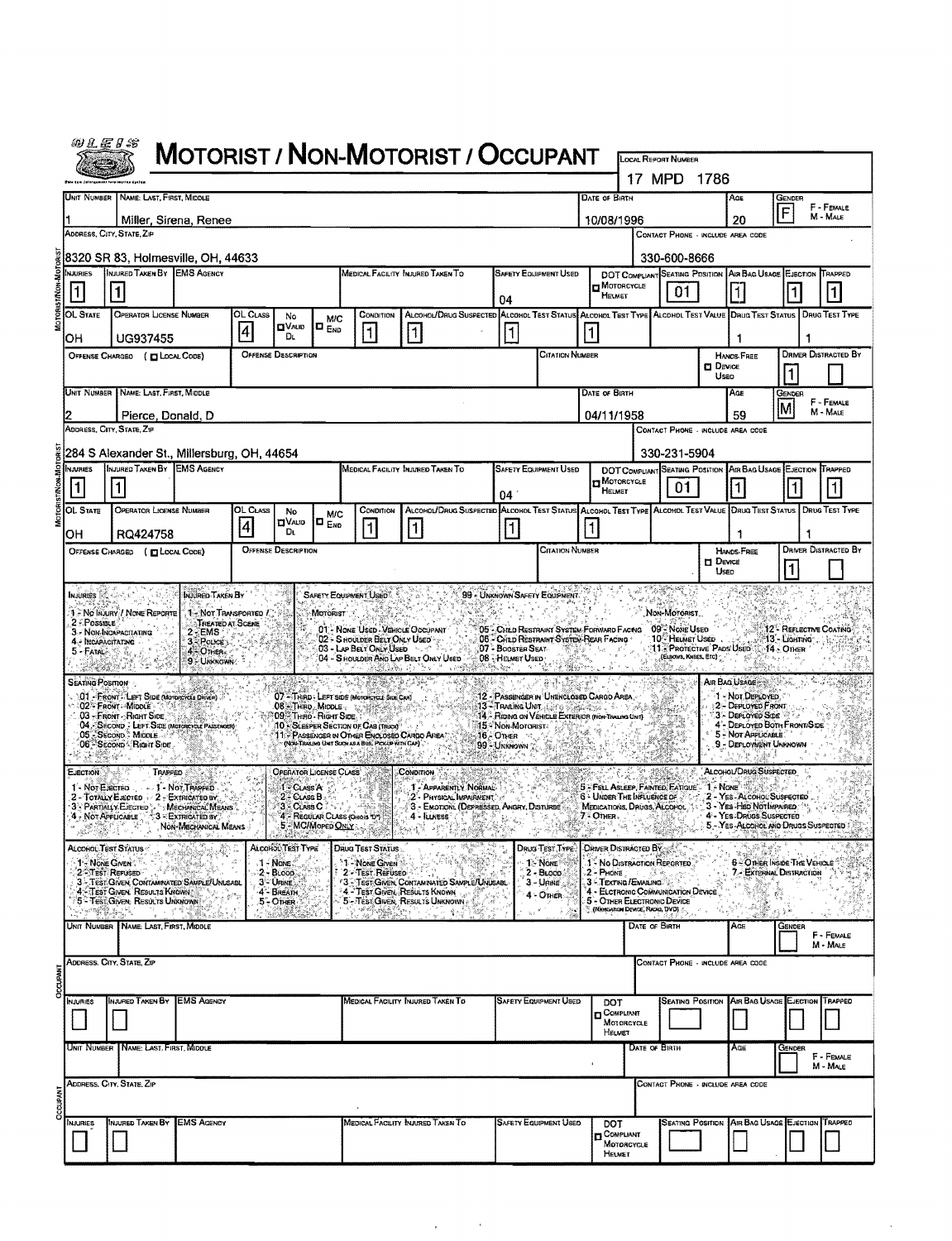# MOTORIST / NON-MOTORIST / OCCUPANT

OLEIS

LOCAL REPORT NUMBER: 17 MPD 1786

## MOTORIST/NON-MOTORIST

| UNIT NUMBER | NAME: LAST, FIRST, MIDDLE | DATE OF BIRTH | AGE | GENDER (F - FEMALE, M - MALE) |
|---|---|---|---|---|
| 1 | Miller, Sirena, Renee | 10/08/1996 | 20 | F |

| ADDRESS, CITY, STATE, ZIP | CONTACT PHONE - INCLUDE AREA CODE |
|---|---|
| 8320 SR 83, Holmesville, OH, 44633 | 330-600-8666 |

| INJURIES | INJURED TAKEN BY | EMS AGENCY | MEDICAL FACILITY INJURED TAKEN TO | SAFETY EQUIPMENT USED | DOT COMPLIANT MOTORCYCLE HELMET | SEATING POSITION | AIR BAG USAGE | EJECTION | TRAPPED |
|---|---|---|---|---|---|---|---|---|---|
| 1 | 1 | | | 04 | | 01 | 1 | 1 | 1 |

| OL STATE | OPERATOR LICENSE NUMBER | OL CLASS | NO VALID DL | M/C END | CONDITION | ALCOHOL/DRUG SUSPECTED | ALCOHOL TEST STATUS | ALCOHOL TEST TYPE | ALCOHOL TEST VALUE | DRUG TEST STATUS | DRUG TEST TYPE |
|---|---|---|---|---|---|---|---|---|---|---|---|
| OH | UG937455 | 4 | | | 1 | 1 | 1 | 1 | | 1 | 1 |

| OFFENSE CHARGED ( LOCAL CODE) | OFFENSE DESCRIPTION | CITATION NUMBER | HANDS-FREE DEVICE USED | DRIVER DISTRACTED BY |
|---|---|---|---|---|
| | | | | 1 |

| UNIT NUMBER | NAME: LAST, FIRST, MIDDLE | DATE OF BIRTH | AGE | GENDER (F - FEMALE, M - MALE) |
|---|---|---|---|---|
| 2 | Pierce, Donald, D | 04/11/1958 | 59 | M |

| ADDRESS, CITY, STATE, ZIP | CONTACT PHONE - INCLUDE AREA CODE |
|---|---|
| 284 S Alexander St., Millersburg, OH, 44654 | 330-231-5904 |

| INJURIES | INJURED TAKEN BY | EMS AGENCY | MEDICAL FACILITY INJURED TAKEN TO | SAFETY EQUIPMENT USED | DOT COMPLIANT MOTORCYCLE HELMET | SEATING POSITION | AIR BAG USAGE | EJECTION | TRAPPED |
|---|---|---|---|---|---|---|---|---|---|
| 1 | 1 | | | 04 | | 01 | 1 | 1 | 1 |

| OL STATE | OPERATOR LICENSE NUMBER | OL CLASS | NO VALID DL | M/C END | CONDITION | ALCOHOL/DRUG SUSPECTED | ALCOHOL TEST STATUS | ALCOHOL TEST TYPE | ALCOHOL TEST VALUE | DRUG TEST STATUS | DRUG TEST TYPE |
|---|---|---|---|---|---|---|---|---|---|---|---|
| OH | RQ424758 | 4 | | | 1 | 1 | 1 | 1 | | 1 | 1 |

| OFFENSE CHARGED ( LOCAL CODE) | OFFENSE DESCRIPTION | CITATION NUMBER | HANDS-FREE DEVICE USED | DRIVER DISTRACTED BY |
|---|---|---|---|---|
| | | | | 1 |

## Codes

**INJURIES:** 1 - NO INJURY / NONE REPORTED; 2 - POSSIBLE; 3 - NON-INCAPACITATING; 4 - INCAPACITATING; 5 - FATAL

**INJURED TAKEN BY:** 1 - NOT TRANSPORTED / TREATED AT SCENE; 2 - EMS; 3 - POLICE; 4 - OTHER; 9 - UNKNOWN

**SAFETY EQUIPMENT USED:** 99 - UNKNOWN SAFETY EQUIPMENT
- MOTORIST: 01 - NONE USED - VEHICLE OCCUPANT; 02 - SHOULDER BELT ONLY USED; 03 - LAP BELT ONLY USED; 04 - SHOULDER AND LAP BELT ONLY USED; 05 - CHILD RESTRAINT SYSTEM-FORWARD FACING; 06 - CHILD RESTRAINT SYSTEM-REAR FACING; 07 - BOOSTER SEAT; 08 - HELMET USED
- NON-MOTORIST: 09 - NONE USED; 10 - HELMET USED; 11 - PROTECTIVE PADS USED (ELBOWS, KNEES, ETC); 12 - REFLECTIVE COATING; 13 - LIGHTING; 14 - OTHER

**SEATING POSITION:** 01 - FRONT - LEFT SIDE (MOTORCYCLE DRIVER); 02 - FRONT - MIDDLE; 03 - FRONT - RIGHT SIDE; 04 - SECOND - LEFT SIDE (MOTORCYCLE PASSENGER); 05 - SECOND - MIDDLE; 06 - SECOND - RIGHT SIDE; 07 - THIRD - LEFT SIDE (MOTORCYCLE SIDE CAR); 08 - THIRD - MIDDLE; 09 - THIRD - RIGHT SIDE; 10 - SLEEPER SECTION OF CAB (TRUCK); 11 - PASSENGER IN OTHER ENCLOSED CARGO AREA (NON-TRAILING UNIT SUCH AS A BUS, PICK-UP WITH CAP); 12 - PASSENGER IN UNENCLOSED CARGO AREA; 13 - TRAILING UNIT; 14 - RIDING ON VEHICLE EXTERIOR (NON-TRAILING UNIT); 15 - NON-MOTORIST; 16 - OTHER; 99 - UNKNOWN

**AIR BAG USAGE:** 1 - NOT DEPLOYED; 2 - DEPLOYED FRONT; 3 - DEPLOYED SIDE; 4 - DEPLOYED BOTH FRONT/SIDE; 5 - NOT APPLICABLE; 9 - DEPLOYMENT UNKNOWN

**EJECTION:** 1 - NOT EJECTED; 2 - TOTALLY EJECTED; 3 - PARTIALLY EJECTED; 4 - NOT APPLICABLE

**TRAPPED:** 1 - NOT TRAPPED; 2 - EXTRICATED BY MECHANICAL MEANS; 3 - EXTRICATED BY NON-MECHANICAL MEANS

**OPERATOR LICENSE CLASS:** 1 - CLASS A; 2 - CLASS B; 3 - CLASS C; 4 - REGULAR CLASS (OHIO IS "D"); 5 - M/C MOPED ONLY

**CONDITION:** 1 - APPARENTLY NORMAL; 2 - PHYSICAL IMPAIRMENT; 3 - EMOTIONAL (DEPRESSED, ANGRY, DISTURBED); 4 - ILLNESS; 5 - FELL ASLEEP, FAINTED, FATIGUE; 6 - UNDER THE INFLUENCE OF MEDICATIONS, DRUGS, ALCOHOL; 7 - OTHER

**ALCOHOL/DRUG SUSPECTED:** 1 - NONE; 2 - YES - ALCOHOL SUSPECTED; 3 - YES - HBD NOT IMPAIRED; 4 - YES - DRUGS SUSPECTED; 5 - YES - ALCOHOL AND DRUGS SUSPECTED

**ALCOHOL TEST STATUS:** 1 - NONE GIVEN; 2 - TEST REFUSED; 3 - TEST GIVEN, CONTAMINATED SAMPLE/UNUSABLE; 4 - TEST GIVEN, RESULTS KNOWN; 5 - TEST GIVEN, RESULTS UNKNOWN

**ALCOHOL TEST TYPE:** 1 - NONE; 2 - BLOOD; 3 - URINE; 4 - BREATH; 5 - OTHER

**DRUG TEST STATUS:** 1 - NONE GIVEN; 2 - TEST REFUSED; 3 - TEST GIVEN, CONTAMINATED SAMPLE/UNUSABLE; 4 - TEST GIVEN, RESULTS KNOWN; 5 - TEST GIVEN, RESULTS UNKNOWN

**DRUG TEST TYPE:** 1 - NONE; 2 - BLOOD; 3 - URINE; 4 - OTHER

**DRIVER DISTRACTED BY:** 1 - NO DISTRACTION REPORTED; 2 - PHONE; 3 - TEXTING / EMAILING; 4 - ELECTRONIC COMMUNICATION DEVICE; 5 - OTHER ELECTRONIC DEVICE (NAVIGATION DEVICE, RADIO, DVD); 6 - OTHER INSIDE THE VEHICLE; 7 - EXTERNAL DISTRACTION

## OCCUPANT

| UNIT NUMBER | NAME: LAST, FIRST, MIDDLE | DATE OF BIRTH | AGE | GENDER (F - FEMALE, M - MALE) |
|---|---|---|---|---|
| | | | | |

| ADDRESS, CITY, STATE, ZIP | CONTACT PHONE - INCLUDE AREA CODE |
|---|---|
| | |

| INJURIES | INJURED TAKEN BY | EMS AGENCY | MEDICAL FACILITY INJURED TAKEN TO | SAFETY EQUIPMENT USED | DOT COMPLIANT MOTORCYCLE HELMET | SEATING POSITION | AIR BAG USAGE | EJECTION | TRAPPED |
|---|---|---|---|---|---|---|---|---|---|
| | | | | | | | | | |

## OCCUPANT

| UNIT NUMBER | NAME: LAST, FIRST, MIDDLE | DATE OF BIRTH | AGE | GENDER (F - FEMALE, M - MALE) |
|---|---|---|---|---|
| | | | | |

| ADDRESS, CITY, STATE, ZIP | CONTACT PHONE - INCLUDE AREA CODE |
|---|---|
| | |

| INJURIES | INJURED TAKEN BY | EMS AGENCY | MEDICAL FACILITY INJURED TAKEN TO | SAFETY EQUIPMENT USED | DOT COMPLIANT MOTORCYCLE HELMET | SEATING POSITION | AIR BAG USAGE | EJECTION | TRAPPED |
|---|---|---|---|---|---|---|---|---|---|
| | | | | | | | | | |